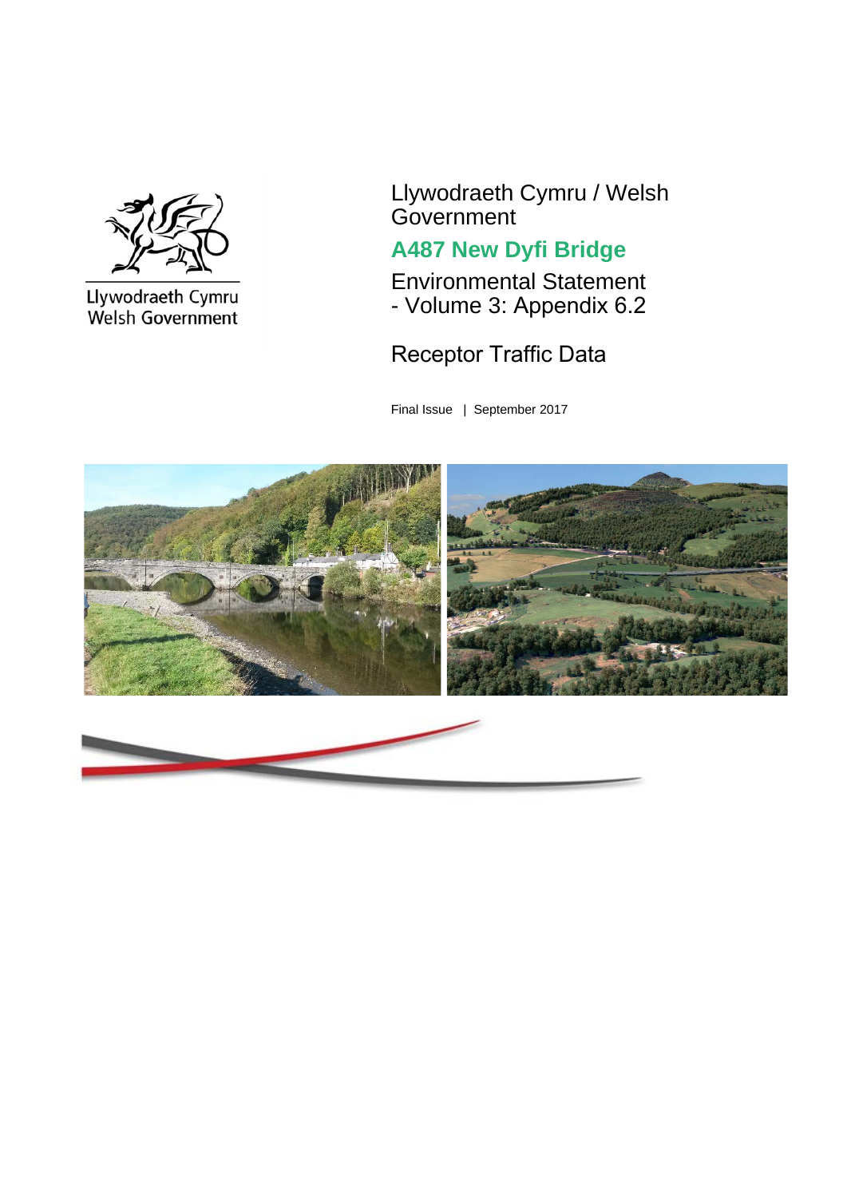Llywodraeth Cymru
Welsh Government

Llywodraeth Cymru / Welsh Government

# A487 New Dyfi Bridge

Environmental Statement
- Volume 3: Appendix 6.2

## Receptor Traffic Data

Final Issue | September 2017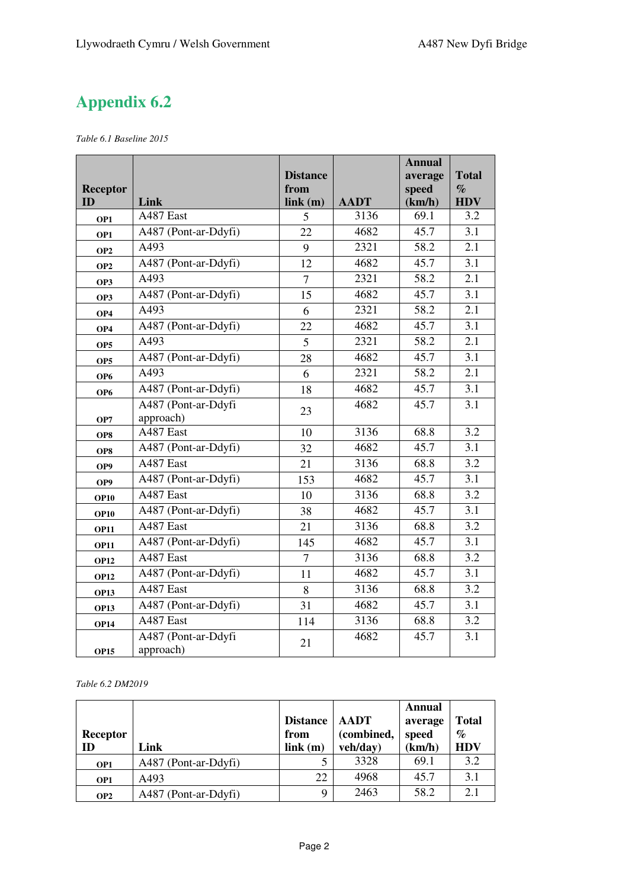# Appendix 6.2

*Table 6.1 Baseline 2015*

| Receptor ID | Link | Distance from link (m) | AADT | Annual average speed (km/h) | Total % HDV |
|---|---|---|---|---|---|
| OP1 | A487 East | 5 | 3136 | 69.1 | 3.2 |
| OP1 | A487 (Pont-ar-Ddyfi) | 22 | 4682 | 45.7 | 3.1 |
| OP2 | A493 | 9 | 2321 | 58.2 | 2.1 |
| OP2 | A487 (Pont-ar-Ddyfi) | 12 | 4682 | 45.7 | 3.1 |
| OP3 | A493 | 7 | 2321 | 58.2 | 2.1 |
| OP3 | A487 (Pont-ar-Ddyfi) | 15 | 4682 | 45.7 | 3.1 |
| OP4 | A493 | 6 | 2321 | 58.2 | 2.1 |
| OP4 | A487 (Pont-ar-Ddyfi) | 22 | 4682 | 45.7 | 3.1 |
| OP5 | A493 | 5 | 2321 | 58.2 | 2.1 |
| OP5 | A487 (Pont-ar-Ddyfi) | 28 | 4682 | 45.7 | 3.1 |
| OP6 | A493 | 6 | 2321 | 58.2 | 2.1 |
| OP6 | A487 (Pont-ar-Ddyfi) | 18 | 4682 | 45.7 | 3.1 |
| OP7 | A487 (Pont-ar-Ddyfi approach) | 23 | 4682 | 45.7 | 3.1 |
| OP8 | A487 East | 10 | 3136 | 68.8 | 3.2 |
| OP8 | A487 (Pont-ar-Ddyfi) | 32 | 4682 | 45.7 | 3.1 |
| OP9 | A487 East | 21 | 3136 | 68.8 | 3.2 |
| OP9 | A487 (Pont-ar-Ddyfi) | 153 | 4682 | 45.7 | 3.1 |
| OP10 | A487 East | 10 | 3136 | 68.8 | 3.2 |
| OP10 | A487 (Pont-ar-Ddyfi) | 38 | 4682 | 45.7 | 3.1 |
| OP11 | A487 East | 21 | 3136 | 68.8 | 3.2 |
| OP11 | A487 (Pont-ar-Ddyfi) | 145 | 4682 | 45.7 | 3.1 |
| OP12 | A487 East | 7 | 3136 | 68.8 | 3.2 |
| OP12 | A487 (Pont-ar-Ddyfi) | 11 | 4682 | 45.7 | 3.1 |
| OP13 | A487 East | 8 | 3136 | 68.8 | 3.2 |
| OP13 | A487 (Pont-ar-Ddyfi) | 31 | 4682 | 45.7 | 3.1 |
| OP14 | A487 East | 114 | 3136 | 68.8 | 3.2 |
| OP15 | A487 (Pont-ar-Ddyfi approach) | 21 | 4682 | 45.7 | 3.1 |

*Table 6.2 DM2019*

| Receptor ID | Link | Distance from link (m) | AADT (combined, veh/day) | Annual average speed (km/h) | Total % HDV |
|---|---|---|---|---|---|
| OP1 | A487 (Pont-ar-Ddyfi) | 5 | 3328 | 69.1 | 3.2 |
| OP1 | A493 | 22 | 4968 | 45.7 | 3.1 |
| OP2 | A487 (Pont-ar-Ddyfi) | 9 | 2463 | 58.2 | 2.1 |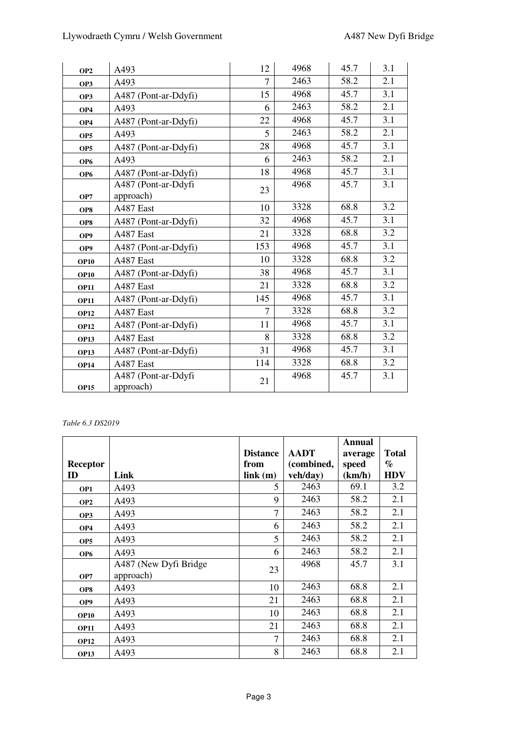| | | | | | |
|---|---|---|---|---|---|
| OP2 | A493 | 12 | 4968 | 45.7 | 3.1 |
| OP3 | A493 | 7 | 2463 | 58.2 | 2.1 |
| OP3 | A487 (Pont-ar-Ddyfi) | 15 | 4968 | 45.7 | 3.1 |
| OP4 | A493 | 6 | 2463 | 58.2 | 2.1 |
| OP4 | A487 (Pont-ar-Ddyfi) | 22 | 4968 | 45.7 | 3.1 |
| OP5 | A493 | 5 | 2463 | 58.2 | 2.1 |
| OP5 | A487 (Pont-ar-Ddyfi) | 28 | 4968 | 45.7 | 3.1 |
| OP6 | A493 | 6 | 2463 | 58.2 | 2.1 |
| OP6 | A487 (Pont-ar-Ddyfi) | 18 | 4968 | 45.7 | 3.1 |
| OP7 | A487 (Pont-ar-Ddyfi approach) | 23 | 4968 | 45.7 | 3.1 |
| OP8 | A487 East | 10 | 3328 | 68.8 | 3.2 |
| OP8 | A487 (Pont-ar-Ddyfi) | 32 | 4968 | 45.7 | 3.1 |
| OP9 | A487 East | 21 | 3328 | 68.8 | 3.2 |
| OP9 | A487 (Pont-ar-Ddyfi) | 153 | 4968 | 45.7 | 3.1 |
| OP10 | A487 East | 10 | 3328 | 68.8 | 3.2 |
| OP10 | A487 (Pont-ar-Ddyfi) | 38 | 4968 | 45.7 | 3.1 |
| OP11 | A487 East | 21 | 3328 | 68.8 | 3.2 |
| OP11 | A487 (Pont-ar-Ddyfi) | 145 | 4968 | 45.7 | 3.1 |
| OP12 | A487 East | 7 | 3328 | 68.8 | 3.2 |
| OP12 | A487 (Pont-ar-Ddyfi) | 11 | 4968 | 45.7 | 3.1 |
| OP13 | A487 East | 8 | 3328 | 68.8 | 3.2 |
| OP13 | A487 (Pont-ar-Ddyfi) | 31 | 4968 | 45.7 | 3.1 |
| OP14 | A487 East | 114 | 3328 | 68.8 | 3.2 |
| OP15 | A487 (Pont-ar-Ddyfi approach) | 21 | 4968 | 45.7 | 3.1 |

*Table 6.3 DS2019*

| Receptor ID | Link | Distance from link (m) | AADT (combined, veh/day) | Annual average speed (km/h) | Total % HDV |
|---|---|---|---|---|---|
| OP1 | A493 | 5 | 2463 | 69.1 | 3.2 |
| OP2 | A493 | 9 | 2463 | 58.2 | 2.1 |
| OP3 | A493 | 7 | 2463 | 58.2 | 2.1 |
| OP4 | A493 | 6 | 2463 | 58.2 | 2.1 |
| OP5 | A493 | 5 | 2463 | 58.2 | 2.1 |
| OP6 | A493 | 6 | 2463 | 58.2 | 2.1 |
| OP7 | A487 (New Dyfi Bridge approach) | 23 | 4968 | 45.7 | 3.1 |
| OP8 | A493 | 10 | 2463 | 68.8 | 2.1 |
| OP9 | A493 | 21 | 2463 | 68.8 | 2.1 |
| OP10 | A493 | 10 | 2463 | 68.8 | 2.1 |
| OP11 | A493 | 21 | 2463 | 68.8 | 2.1 |
| OP12 | A493 | 7 | 2463 | 68.8 | 2.1 |
| OP13 | A493 | 8 | 2463 | 68.8 | 2.1 |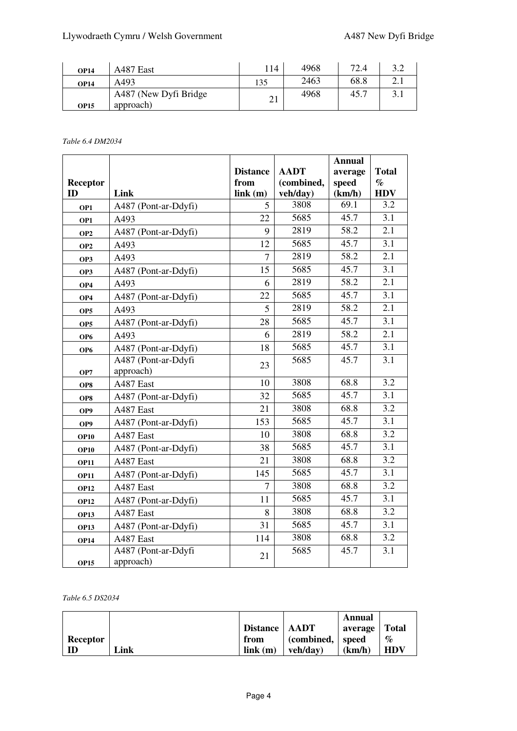| OP14 | A487 East | 114 | 4968 | 72.4 | 3.2 |
|---|---|---|---|---|---|
| OP14 | A493 | 135 | 2463 | 68.8 | 2.1 |
| OP15 | A487 (New Dyfi Bridge approach) | 21 | 4968 | 45.7 | 3.1 |

*Table 6.4 DM2034*

| Receptor ID | Link | Distance from link (m) | AADT (combined, veh/day) | Annual average speed (km/h) | Total % HDV |
|---|---|---|---|---|---|
| OP1 | A487 (Pont-ar-Ddyfi) | 5 | 3808 | 69.1 | 3.2 |
| OP1 | A493 | 22 | 5685 | 45.7 | 3.1 |
| OP2 | A487 (Pont-ar-Ddyfi) | 9 | 2819 | 58.2 | 2.1 |
| OP2 | A493 | 12 | 5685 | 45.7 | 3.1 |
| OP3 | A493 | 7 | 2819 | 58.2 | 2.1 |
| OP3 | A487 (Pont-ar-Ddyfi) | 15 | 5685 | 45.7 | 3.1 |
| OP4 | A493 | 6 | 2819 | 58.2 | 2.1 |
| OP4 | A487 (Pont-ar-Ddyfi) | 22 | 5685 | 45.7 | 3.1 |
| OP5 | A493 | 5 | 2819 | 58.2 | 2.1 |
| OP5 | A487 (Pont-ar-Ddyfi) | 28 | 5685 | 45.7 | 3.1 |
| OP6 | A493 | 6 | 2819 | 58.2 | 2.1 |
| OP6 | A487 (Pont-ar-Ddyfi) | 18 | 5685 | 45.7 | 3.1 |
| OP7 | A487 (Pont-ar-Ddyfi approach) | 23 | 5685 | 45.7 | 3.1 |
| OP8 | A487 East | 10 | 3808 | 68.8 | 3.2 |
| OP8 | A487 (Pont-ar-Ddyfi) | 32 | 5685 | 45.7 | 3.1 |
| OP9 | A487 East | 21 | 3808 | 68.8 | 3.2 |
| OP9 | A487 (Pont-ar-Ddyfi) | 153 | 5685 | 45.7 | 3.1 |
| OP10 | A487 East | 10 | 3808 | 68.8 | 3.2 |
| OP10 | A487 (Pont-ar-Ddyfi) | 38 | 5685 | 45.7 | 3.1 |
| OP11 | A487 East | 21 | 3808 | 68.8 | 3.2 |
| OP11 | A487 (Pont-ar-Ddyfi) | 145 | 5685 | 45.7 | 3.1 |
| OP12 | A487 East | 7 | 3808 | 68.8 | 3.2 |
| OP12 | A487 (Pont-ar-Ddyfi) | 11 | 5685 | 45.7 | 3.1 |
| OP13 | A487 East | 8 | 3808 | 68.8 | 3.2 |
| OP13 | A487 (Pont-ar-Ddyfi) | 31 | 5685 | 45.7 | 3.1 |
| OP14 | A487 East | 114 | 3808 | 68.8 | 3.2 |
| OP15 | A487 (Pont-ar-Ddyfi approach) | 21 | 5685 | 45.7 | 3.1 |

*Table 6.5 DS2034*

| Receptor ID | Link | Distance from link (m) | AADT (combined, veh/day) | Annual average speed (km/h) | Total % HDV |
|---|---|---|---|---|---|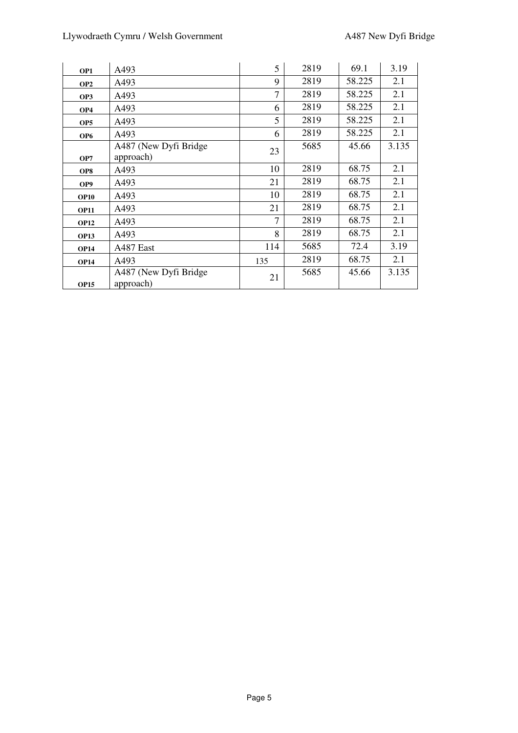| | | | | | |
|---|---|---|---|---|---|
| **OP1** | A493 | 5 | 2819 | 69.1 | 3.19 |
| **OP2** | A493 | 9 | 2819 | 58.225 | 2.1 |
| **OP3** | A493 | 7 | 2819 | 58.225 | 2.1 |
| **OP4** | A493 | 6 | 2819 | 58.225 | 2.1 |
| **OP5** | A493 | 5 | 2819 | 58.225 | 2.1 |
| **OP6** | A493 | 6 | 2819 | 58.225 | 2.1 |
| **OP7** | A487 (New Dyfi Bridge approach) | 23 | 5685 | 45.66 | 3.135 |
| **OP8** | A493 | 10 | 2819 | 68.75 | 2.1 |
| **OP9** | A493 | 21 | 2819 | 68.75 | 2.1 |
| **OP10** | A493 | 10 | 2819 | 68.75 | 2.1 |
| **OP11** | A493 | 21 | 2819 | 68.75 | 2.1 |
| **OP12** | A493 | 7 | 2819 | 68.75 | 2.1 |
| **OP13** | A493 | 8 | 2819 | 68.75 | 2.1 |
| **OP14** | A487 East | 114 | 5685 | 72.4 | 3.19 |
| **OP14** | A493 | 135 | 2819 | 68.75 | 2.1 |
| **OP15** | A487 (New Dyfi Bridge approach) | 21 | 5685 | 45.66 | 3.135 |